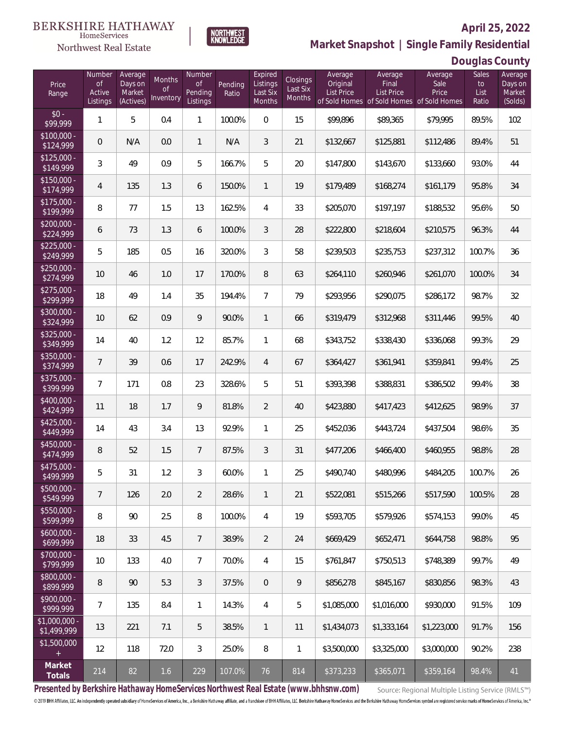BERKSHIRE HATHAWAY HomeServices Northwest Real Estate | NORTHWEST KNOWLEDGE

# April 25, 2022

## Market Snapshot | Single Family Residential

## Douglas County

| Price Range | Number of Active Listings | Average Days on Market (Actives) | Months of Inventory | Number of Pending Listings | Pending Ratio | Expired Listings Last Six Months | Closings Last Six Months | Average Original List Price of Sold Homes | Average Final List Price of Sold Homes | Average Sale Price of Sold Homes | Sales to List Ratio | Average Days on Market (Solds) |
|---|---|---|---|---|---|---|---|---|---|---|---|---|
| $0 - $99,999 | 1 | 5 | 0.4 | 1 | 100.0% | 0 | 15 | $99,896 | $89,365 | $79,995 | 89.5% | 102 |
| $100,000 - $124,999 | 0 | N/A | 0.0 | 1 | N/A | 3 | 21 | $132,667 | $125,881 | $112,486 | 89.4% | 51 |
| $125,000 - $149,999 | 3 | 49 | 0.9 | 5 | 166.7% | 5 | 20 | $147,800 | $143,670 | $133,660 | 93.0% | 44 |
| $150,000 - $174,999 | 4 | 135 | 1.3 | 6 | 150.0% | 1 | 19 | $179,489 | $168,274 | $161,179 | 95.8% | 34 |
| $175,000 - $199,999 | 8 | 77 | 1.5 | 13 | 162.5% | 4 | 33 | $205,070 | $197,197 | $188,532 | 95.6% | 50 |
| $200,000 - $224,999 | 6 | 73 | 1.3 | 6 | 100.0% | 3 | 28 | $222,800 | $218,604 | $210,575 | 96.3% | 44 |
| $225,000 - $249,999 | 5 | 185 | 0.5 | 16 | 320.0% | 3 | 58 | $239,503 | $235,753 | $237,312 | 100.7% | 36 |
| $250,000 - $274,999 | 10 | 46 | 1.0 | 17 | 170.0% | 8 | 63 | $264,110 | $260,946 | $261,070 | 100.0% | 34 |
| $275,000 - $299,999 | 18 | 49 | 1.4 | 35 | 194.4% | 7 | 79 | $293,956 | $290,075 | $286,172 | 98.7% | 32 |
| $300,000 - $324,999 | 10 | 62 | 0.9 | 9 | 90.0% | 1 | 66 | $319,479 | $312,968 | $311,446 | 99.5% | 40 |
| $325,000 - $349,999 | 14 | 40 | 1.2 | 12 | 85.7% | 1 | 68 | $343,752 | $338,430 | $336,068 | 99.3% | 29 |
| $350,000 - $374,999 | 7 | 39 | 0.6 | 17 | 242.9% | 4 | 67 | $364,427 | $361,941 | $359,841 | 99.4% | 25 |
| $375,000 - $399,999 | 7 | 171 | 0.8 | 23 | 328.6% | 5 | 51 | $393,398 | $388,831 | $386,502 | 99.4% | 38 |
| $400,000 - $424,999 | 11 | 18 | 1.7 | 9 | 81.8% | 2 | 40 | $423,880 | $417,423 | $412,625 | 98.9% | 37 |
| $425,000 - $449,999 | 14 | 43 | 3.4 | 13 | 92.9% | 1 | 25 | $452,036 | $443,724 | $437,504 | 98.6% | 35 |
| $450,000 - $474,999 | 8 | 52 | 1.5 | 7 | 87.5% | 3 | 31 | $477,206 | $466,400 | $460,955 | 98.8% | 28 |
| $475,000 - $499,999 | 5 | 31 | 1.2 | 3 | 60.0% | 1 | 25 | $490,740 | $480,996 | $484,205 | 100.7% | 26 |
| $500,000 - $549,999 | 7 | 126 | 2.0 | 2 | 28.6% | 1 | 21 | $522,081 | $515,266 | $517,590 | 100.5% | 28 |
| $550,000 - $599,999 | 8 | 90 | 2.5 | 8 | 100.0% | 4 | 19 | $593,705 | $579,926 | $574,153 | 99.0% | 45 |
| $600,000 - $699,999 | 18 | 33 | 4.5 | 7 | 38.9% | 2 | 24 | $669,429 | $652,471 | $644,758 | 98.8% | 95 |
| $700,000 - $799,999 | 10 | 133 | 4.0 | 7 | 70.0% | 4 | 15 | $761,847 | $750,513 | $748,389 | 99.7% | 49 |
| $800,000 - $899,999 | 8 | 90 | 5.3 | 3 | 37.5% | 0 | 9 | $856,278 | $845,167 | $830,856 | 98.3% | 43 |
| $900,000 - $999,999 | 7 | 135 | 8.4 | 1 | 14.3% | 4 | 5 | $1,085,000 | $1,016,000 | $930,000 | 91.5% | 109 |
| $1,000,000 - $1,499,999 | 13 | 221 | 7.1 | 5 | 38.5% | 1 | 11 | $1,434,073 | $1,333,164 | $1,223,000 | 91.7% | 156 |
| $1,500,000 + | 12 | 118 | 72.0 | 3 | 25.0% | 8 | 1 | $3,500,000 | $3,325,000 | $3,000,000 | 90.2% | 238 |
| **Market Totals** | 214 | 82 | 1.6 | 229 | 107.0% | 76 | 814 | $373,233 | $365,071 | $359,164 | 98.4% | 41 |

**Presented by Berkshire Hathaway HomeServices Northwest Real Estate (www.bhhsnw.com)**

Source: Regional Multiple Listing Service (RMLS™)

© 2019 BHH Affiliates, LLC. An independently operated subsidiary of HomeServices of America, Inc., a Berkshire Hathaway affiliate, and a franchisee of BHH Affiliates, LLC. Berkshire Hathaway HomeServices and the Berkshire Hathaway HomeServices symbol are registered service marks of HomeServices of America, Inc.®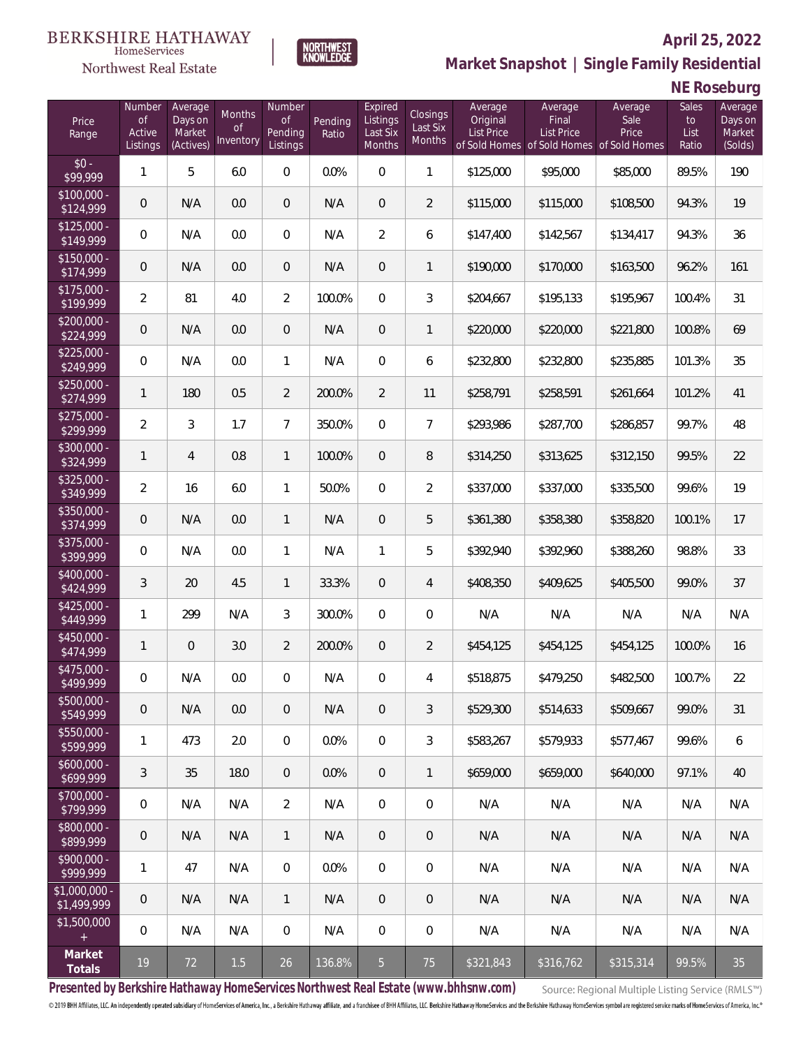BERKSHIRE HATHAWAY HomeServices Northwest Real Estate

NORTHWEST KNOWLEDGE

**April 25, 2022**

**Market Snapshot | Single Family Residential**

**NE Roseburg**

| Price Range | Number of Active Listings | Average Days on Market (Actives) | Months of Inventory | Number of Pending Listings | Pending Ratio | Expired Listings Last Six Months | Closings Last Six Months | Average Original List Price of Sold Homes | Average Final List Price of Sold Homes | Average Sale Price of Sold Homes | Sales to List Ratio | Average Days on Market (Solds) |
|---|---|---|---|---|---|---|---|---|---|---|---|---|
| $0 - $99,999 | 1 | 5 | 6.0 | 0 | 0.0% | 0 | 1 | $125,000 | $95,000 | $85,000 | 89.5% | 190 |
| $100,000 - $124,999 | 0 | N/A | 0.0 | 0 | N/A | 0 | 2 | $115,000 | $115,000 | $108,500 | 94.3% | 19 |
| $125,000 - $149,999 | 0 | N/A | 0.0 | 0 | N/A | 2 | 6 | $147,400 | $142,567 | $134,417 | 94.3% | 36 |
| $150,000 - $174,999 | 0 | N/A | 0.0 | 0 | N/A | 0 | 1 | $190,000 | $170,000 | $163,500 | 96.2% | 161 |
| $175,000 - $199,999 | 2 | 81 | 4.0 | 2 | 100.0% | 0 | 3 | $204,667 | $195,133 | $195,967 | 100.4% | 31 |
| $200,000 - $224,999 | 0 | N/A | 0.0 | 0 | N/A | 0 | 1 | $220,000 | $220,000 | $221,800 | 100.8% | 69 |
| $225,000 - $249,999 | 0 | N/A | 0.0 | 1 | N/A | 0 | 6 | $232,800 | $232,800 | $235,885 | 101.3% | 35 |
| $250,000 - $274,999 | 1 | 180 | 0.5 | 2 | 200.0% | 2 | 11 | $258,791 | $258,591 | $261,664 | 101.2% | 41 |
| $275,000 - $299,999 | 2 | 3 | 1.7 | 7 | 350.0% | 0 | 7 | $293,986 | $287,700 | $286,857 | 99.7% | 48 |
| $300,000 - $324,999 | 1 | 4 | 0.8 | 1 | 100.0% | 0 | 8 | $314,250 | $313,625 | $312,150 | 99.5% | 22 |
| $325,000 - $349,999 | 2 | 16 | 6.0 | 1 | 50.0% | 0 | 2 | $337,000 | $337,000 | $335,500 | 99.6% | 19 |
| $350,000 - $374,999 | 0 | N/A | 0.0 | 1 | N/A | 0 | 5 | $361,380 | $358,380 | $358,820 | 100.1% | 17 |
| $375,000 - $399,999 | 0 | N/A | 0.0 | 1 | N/A | 1 | 5 | $392,940 | $392,960 | $388,260 | 98.8% | 33 |
| $400,000 - $424,999 | 3 | 20 | 4.5 | 1 | 33.3% | 0 | 4 | $408,350 | $409,625 | $405,500 | 99.0% | 37 |
| $425,000 - $449,999 | 1 | 299 | N/A | 3 | 300.0% | 0 | 0 | N/A | N/A | N/A | N/A | N/A |
| $450,000 - $474,999 | 1 | 0 | 3.0 | 2 | 200.0% | 0 | 2 | $454,125 | $454,125 | $454,125 | 100.0% | 16 |
| $475,000 - $499,999 | 0 | N/A | 0.0 | 0 | N/A | 0 | 4 | $518,875 | $479,250 | $482,500 | 100.7% | 22 |
| $500,000 - $549,999 | 0 | N/A | 0.0 | 0 | N/A | 0 | 3 | $529,300 | $514,633 | $509,667 | 99.0% | 31 |
| $550,000 - $599,999 | 1 | 473 | 2.0 | 0 | 0.0% | 0 | 3 | $583,267 | $579,933 | $577,467 | 99.6% | 6 |
| $600,000 - $699,999 | 3 | 35 | 18.0 | 0 | 0.0% | 0 | 1 | $659,000 | $659,000 | $640,000 | 97.1% | 40 |
| $700,000 - $799,999 | 0 | N/A | N/A | 2 | N/A | 0 | 0 | N/A | N/A | N/A | N/A | N/A |
| $800,000 - $899,999 | 0 | N/A | N/A | 1 | N/A | 0 | 0 | N/A | N/A | N/A | N/A | N/A |
| $900,000 - $999,999 | 1 | 47 | N/A | 0 | 0.0% | 0 | 0 | N/A | N/A | N/A | N/A | N/A |
| $1,000,000 - $1,499,999 | 0 | N/A | N/A | 1 | N/A | 0 | 0 | N/A | N/A | N/A | N/A | N/A |
| $1,500,000 + | 0 | N/A | N/A | 0 | N/A | 0 | 0 | N/A | N/A | N/A | N/A | N/A |
| **Market Totals** | 19 | 72 | 1.5 | 26 | 136.8% | 5 | 75 | $321,843 | $316,762 | $315,314 | 99.5% | 35 |

**Presented by Berkshire Hathaway HomeServices Northwest Real Estate (www.bhhsnw.com)**

Source: Regional Multiple Listing Service (RMLS™)

© 2019 BHH Affiliates, LLC. An independently operated subsidiary of HomeServices of America, Inc., a Berkshire Hathaway affiliate, and a franchisee of BHH Affiliates, LLC. Berkshire Hathaway HomeServices and the Berkshire Hathaway HomeServices symbol are registered service marks of HomeServices of America, Inc.®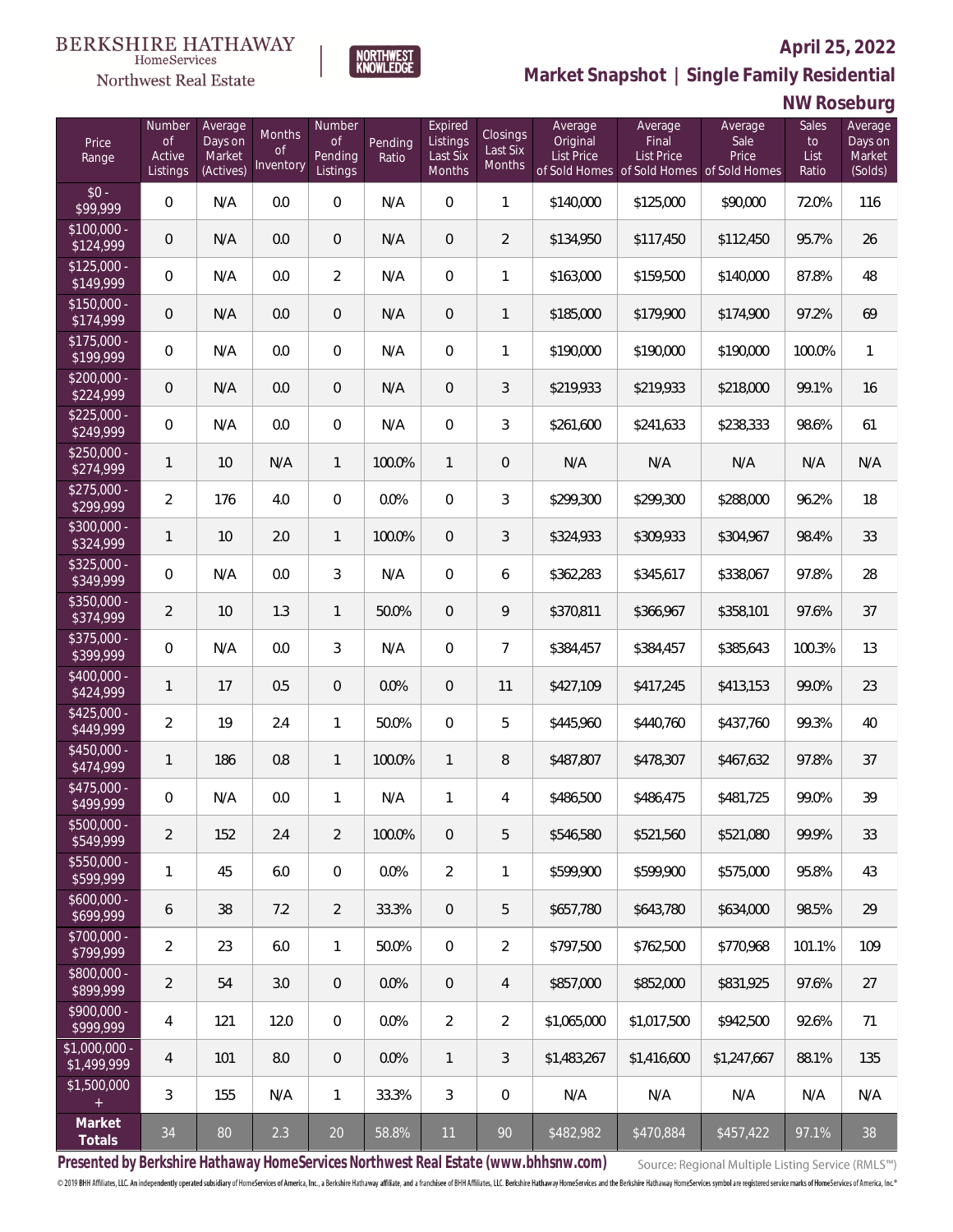BERKSHIRE HATHAWAY HomeServices Northwest Real Estate | NORTHWEST KNOWLEDGE

**April 25, 2022**

## Market Snapshot | Single Family Residential

### NW Roseburg

| Price Range | Number of Active Listings | Average Days on Market (Actives) | Months of Inventory | Number of Pending Listings | Pending Ratio | Expired Listings Last Six Months | Closings Last Six Months | Average Original List Price of Sold Homes | Average Final List Price of Sold Homes | Average Sale Price of Sold Homes | Sales to List Ratio | Average Days on Market (Solds) |
|---|---|---|---|---|---|---|---|---|---|---|---|---|
| $0 - $99,999 | 0 | N/A | 0.0 | 0 | N/A | 0 | 1 | $140,000 | $125,000 | $90,000 | 72.0% | 116 |
| $100,000 - $124,999 | 0 | N/A | 0.0 | 0 | N/A | 0 | 2 | $134,950 | $117,450 | $112,450 | 95.7% | 26 |
| $125,000 - $149,999 | 0 | N/A | 0.0 | 2 | N/A | 0 | 1 | $163,000 | $159,500 | $140,000 | 87.8% | 48 |
| $150,000 - $174,999 | 0 | N/A | 0.0 | 0 | N/A | 0 | 1 | $185,000 | $179,900 | $174,900 | 97.2% | 69 |
| $175,000 - $199,999 | 0 | N/A | 0.0 | 0 | N/A | 0 | 1 | $190,000 | $190,000 | $190,000 | 100.0% | 1 |
| $200,000 - $224,999 | 0 | N/A | 0.0 | 0 | N/A | 0 | 3 | $219,933 | $219,933 | $218,000 | 99.1% | 16 |
| $225,000 - $249,999 | 0 | N/A | 0.0 | 0 | N/A | 0 | 3 | $261,600 | $241,633 | $238,333 | 98.6% | 61 |
| $250,000 - $274,999 | 1 | 10 | N/A | 1 | 100.0% | 1 | 0 | N/A | N/A | N/A | N/A | N/A |
| $275,000 - $299,999 | 2 | 176 | 4.0 | 0 | 0.0% | 0 | 3 | $299,300 | $299,300 | $288,000 | 96.2% | 18 |
| $300,000 - $324,999 | 1 | 10 | 2.0 | 1 | 100.0% | 0 | 3 | $324,933 | $309,933 | $304,967 | 98.4% | 33 |
| $325,000 - $349,999 | 0 | N/A | 0.0 | 3 | N/A | 0 | 6 | $362,283 | $345,617 | $338,067 | 97.8% | 28 |
| $350,000 - $374,999 | 2 | 10 | 1.3 | 1 | 50.0% | 0 | 9 | $370,811 | $366,967 | $358,101 | 97.6% | 37 |
| $375,000 - $399,999 | 0 | N/A | 0.0 | 3 | N/A | 0 | 7 | $384,457 | $384,457 | $385,643 | 100.3% | 13 |
| $400,000 - $424,999 | 1 | 17 | 0.5 | 0 | 0.0% | 0 | 11 | $427,109 | $417,245 | $413,153 | 99.0% | 23 |
| $425,000 - $449,999 | 2 | 19 | 2.4 | 1 | 50.0% | 0 | 5 | $445,960 | $440,760 | $437,760 | 99.3% | 40 |
| $450,000 - $474,999 | 1 | 186 | 0.8 | 1 | 100.0% | 1 | 8 | $487,807 | $478,307 | $467,632 | 97.8% | 37 |
| $475,000 - $499,999 | 0 | N/A | 0.0 | 1 | N/A | 1 | 4 | $486,500 | $486,475 | $481,725 | 99.0% | 39 |
| $500,000 - $549,999 | 2 | 152 | 2.4 | 2 | 100.0% | 0 | 5 | $546,580 | $521,560 | $521,080 | 99.9% | 33 |
| $550,000 - $599,999 | 1 | 45 | 6.0 | 0 | 0.0% | 2 | 1 | $599,900 | $599,900 | $575,000 | 95.8% | 43 |
| $600,000 - $699,999 | 6 | 38 | 7.2 | 2 | 33.3% | 0 | 5 | $657,780 | $643,780 | $634,000 | 98.5% | 29 |
| $700,000 - $799,999 | 2 | 23 | 6.0 | 1 | 50.0% | 0 | 2 | $797,500 | $762,500 | $770,968 | 101.1% | 109 |
| $800,000 - $899,999 | 2 | 54 | 3.0 | 0 | 0.0% | 0 | 4 | $857,000 | $852,000 | $831,925 | 97.6% | 27 |
| $900,000 - $999,999 | 4 | 121 | 12.0 | 0 | 0.0% | 2 | 2 | $1,065,000 | $1,017,500 | $942,500 | 92.6% | 71 |
| $1,000,000 - $1,499,999 | 4 | 101 | 8.0 | 0 | 0.0% | 1 | 3 | $1,483,267 | $1,416,600 | $1,247,667 | 88.1% | 135 |
| $1,500,000 + | 3 | 155 | N/A | 1 | 33.3% | 3 | 0 | N/A | N/A | N/A | N/A | N/A |
| **Market Totals** | 34 | 80 | 2.3 | 20 | 58.8% | 11 | 90 | $482,982 | $470,884 | $457,422 | 97.1% | 38 |

**Presented by Berkshire Hathaway HomeServices Northwest Real Estate (www.bhhsnw.com)**

Source: Regional Multiple Listing Service (RMLS™)

© 2019 BHH Affiliates, LLC. An independently operated subsidiary of HomeServices of America, Inc., a Berkshire Hathaway affiliate, and a franchisee of BHH Affiliates, LLC. Berkshire Hathaway HomeServices and the Berkshire Hathaway HomeServices symbol are registered service marks of HomeServices of America, Inc.®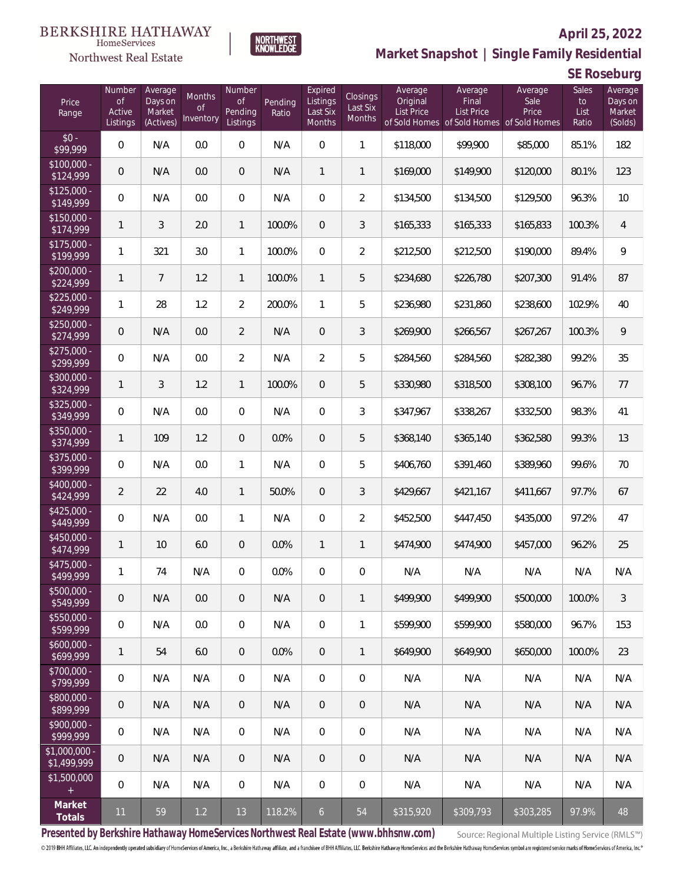BERKSHIRE HATHAWAY HomeServices Northwest Real Estate | NORTHWEST KNOWLEDGE

# April 25, 2022

## Market Snapshot | Single Family Residential

### SE Roseburg

| Price Range | Number of Active Listings | Average Days on Market (Actives) | Months of Inventory | Number of Pending Listings | Pending Ratio | Expired Listings Last Six Months | Closings Last Six Months | Average Original List Price of Sold Homes | Average Final List Price of Sold Homes | Average Sale Price of Sold Homes | Sales to List Ratio | Average Days on Market (Solds) |
|---|---|---|---|---|---|---|---|---|---|---|---|---|
| $0 - $99,999 | 0 | N/A | 0.0 | 0 | N/A | 0 | 1 | $118,000 | $99,900 | $85,000 | 85.1% | 182 |
| $100,000 - $124,999 | 0 | N/A | 0.0 | 0 | N/A | 1 | 1 | $169,000 | $149,900 | $120,000 | 80.1% | 123 |
| $125,000 - $149,999 | 0 | N/A | 0.0 | 0 | N/A | 0 | 2 | $134,500 | $134,500 | $129,500 | 96.3% | 10 |
| $150,000 - $174,999 | 1 | 3 | 2.0 | 1 | 100.0% | 0 | 3 | $165,333 | $165,333 | $165,833 | 100.3% | 4 |
| $175,000 - $199,999 | 1 | 321 | 3.0 | 1 | 100.0% | 0 | 2 | $212,500 | $212,500 | $190,000 | 89.4% | 9 |
| $200,000 - $224,999 | 1 | 7 | 1.2 | 1 | 100.0% | 1 | 5 | $234,680 | $226,780 | $207,300 | 91.4% | 87 |
| $225,000 - $249,999 | 1 | 28 | 1.2 | 2 | 200.0% | 1 | 5 | $236,980 | $231,860 | $238,600 | 102.9% | 40 |
| $250,000 - $274,999 | 0 | N/A | 0.0 | 2 | N/A | 0 | 3 | $269,900 | $266,567 | $267,267 | 100.3% | 9 |
| $275,000 - $299,999 | 0 | N/A | 0.0 | 2 | N/A | 2 | 5 | $284,560 | $284,560 | $282,380 | 99.2% | 35 |
| $300,000 - $324,999 | 1 | 3 | 1.2 | 1 | 100.0% | 0 | 5 | $330,980 | $318,500 | $308,100 | 96.7% | 77 |
| $325,000 - $349,999 | 0 | N/A | 0.0 | 0 | N/A | 0 | 3 | $347,967 | $338,267 | $332,500 | 98.3% | 41 |
| $350,000 - $374,999 | 1 | 109 | 1.2 | 0 | 0.0% | 0 | 5 | $368,140 | $365,140 | $362,580 | 99.3% | 13 |
| $375,000 - $399,999 | 0 | N/A | 0.0 | 1 | N/A | 0 | 5 | $406,760 | $391,460 | $389,960 | 99.6% | 70 |
| $400,000 - $424,999 | 2 | 22 | 4.0 | 1 | 50.0% | 0 | 3 | $429,667 | $421,167 | $411,667 | 97.7% | 67 |
| $425,000 - $449,999 | 0 | N/A | 0.0 | 1 | N/A | 0 | 2 | $452,500 | $447,450 | $435,000 | 97.2% | 47 |
| $450,000 - $474,999 | 1 | 10 | 6.0 | 0 | 0.0% | 1 | 1 | $474,900 | $474,900 | $457,000 | 96.2% | 25 |
| $475,000 - $499,999 | 1 | 74 | N/A | 0 | 0.0% | 0 | 0 | N/A | N/A | N/A | N/A | N/A |
| $500,000 - $549,999 | 0 | N/A | 0.0 | 0 | N/A | 0 | 1 | $499,900 | $499,900 | $500,000 | 100.0% | 3 |
| $550,000 - $599,999 | 0 | N/A | 0.0 | 0 | N/A | 0 | 1 | $599,900 | $599,900 | $580,000 | 96.7% | 153 |
| $600,000 - $699,999 | 1 | 54 | 6.0 | 0 | 0.0% | 0 | 1 | $649,900 | $649,900 | $650,000 | 100.0% | 23 |
| $700,000 - $799,999 | 0 | N/A | N/A | 0 | N/A | 0 | 0 | N/A | N/A | N/A | N/A | N/A |
| $800,000 - $899,999 | 0 | N/A | N/A | 0 | N/A | 0 | 0 | N/A | N/A | N/A | N/A | N/A |
| $900,000 - $999,999 | 0 | N/A | N/A | 0 | N/A | 0 | 0 | N/A | N/A | N/A | N/A | N/A |
| $1,000,000 - $1,499,999 | 0 | N/A | N/A | 0 | N/A | 0 | 0 | N/A | N/A | N/A | N/A | N/A |
| $1,500,000 + | 0 | N/A | N/A | 0 | N/A | 0 | 0 | N/A | N/A | N/A | N/A | N/A |
| **Market Totals** | 11 | 59 | 1.2 | 13 | 118.2% | 6 | 54 | $315,920 | $309,793 | $303,285 | 97.9% | 48 |

**Presented by Berkshire Hathaway HomeServices Northwest Real Estate (www.bhhsnw.com)**

Source: Regional Multiple Listing Service (RMLS™)

© 2019 BHH Affiliates, LLC. An independently operated subsidiary of HomeServices of America, Inc., a Berkshire Hathaway affiliate, and a franchisee of BHH Affiliates, LLC. Berkshire Hathaway HomeServices and the Berkshire Hathaway HomeServices symbol are registered service marks of HomeServices of America, Inc.®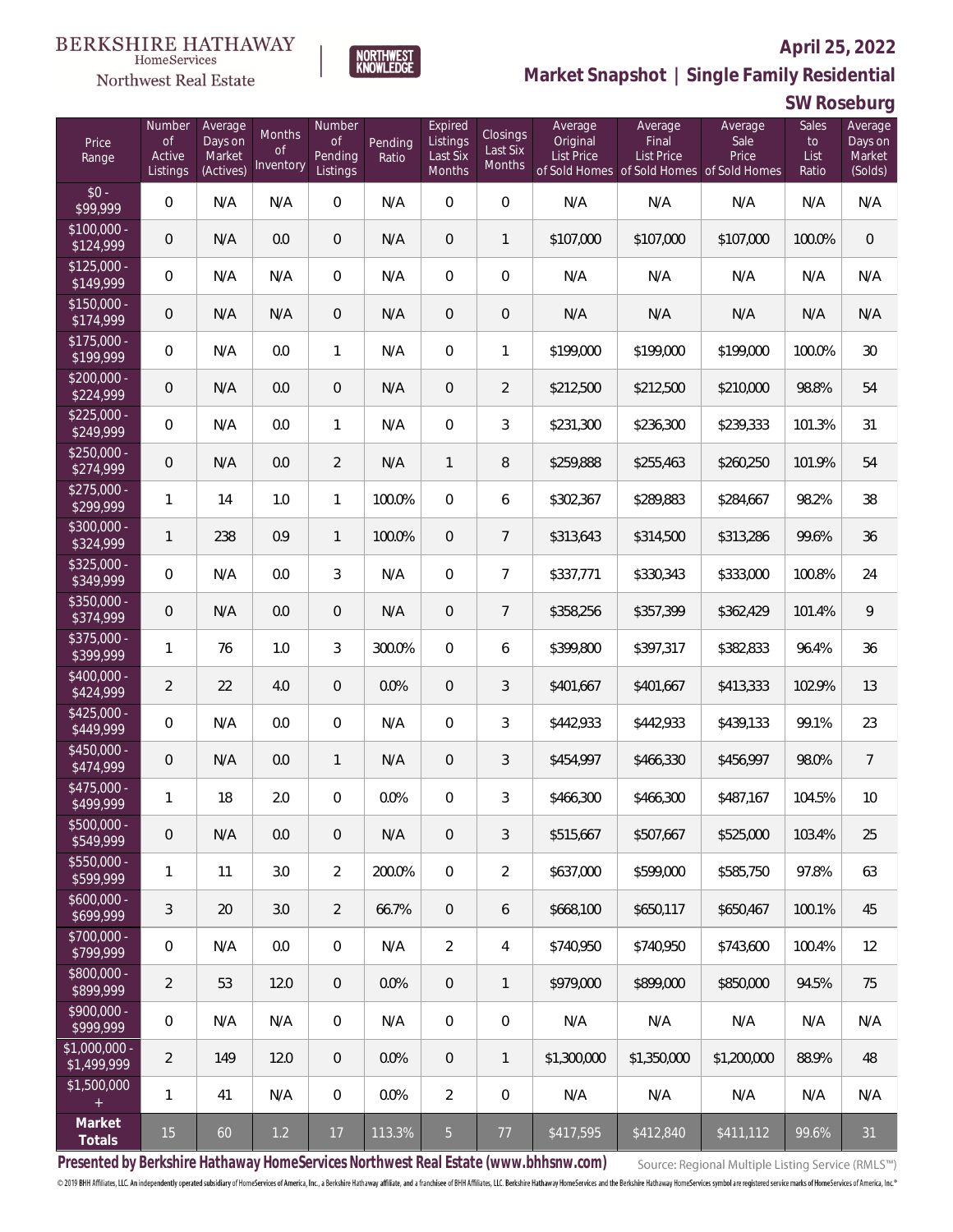BERKSHIRE HATHAWAY HomeServices Northwest Real Estate

NORTHWEST KNOWLEDGE

**April 25, 2022**

**Market Snapshot | Single Family Residential**

**SW Roseburg**

| Price Range | Number of Active Listings | Average Days on Market (Actives) | Months of Inventory | Number of Pending Listings | Pending Ratio | Expired Listings Last Six Months | Closings Last Six Months | Average Original List Price of Sold Homes | Average Final List Price of Sold Homes | Average Sale Price of Sold Homes | Sales to List Ratio | Average Days on Market (Solds) |
|---|---|---|---|---|---|---|---|---|---|---|---|---|
| $0 - $99,999 | 0 | N/A | N/A | 0 | N/A | 0 | 0 | N/A | N/A | N/A | N/A | N/A |
| $100,000 - $124,999 | 0 | N/A | 0.0 | 0 | N/A | 0 | 1 | $107,000 | $107,000 | $107,000 | 100.0% | 0 |
| $125,000 - $149,999 | 0 | N/A | N/A | 0 | N/A | 0 | 0 | N/A | N/A | N/A | N/A | N/A |
| $150,000 - $174,999 | 0 | N/A | N/A | 0 | N/A | 0 | 0 | N/A | N/A | N/A | N/A | N/A |
| $175,000 - $199,999 | 0 | N/A | 0.0 | 1 | N/A | 0 | 1 | $199,000 | $199,000 | $199,000 | 100.0% | 30 |
| $200,000 - $224,999 | 0 | N/A | 0.0 | 0 | N/A | 0 | 2 | $212,500 | $212,500 | $210,000 | 98.8% | 54 |
| $225,000 - $249,999 | 0 | N/A | 0.0 | 1 | N/A | 0 | 3 | $231,300 | $236,300 | $239,333 | 101.3% | 31 |
| $250,000 - $274,999 | 0 | N/A | 0.0 | 2 | N/A | 1 | 8 | $259,888 | $255,463 | $260,250 | 101.9% | 54 |
| $275,000 - $299,999 | 1 | 14 | 1.0 | 1 | 100.0% | 0 | 6 | $302,367 | $289,883 | $284,667 | 98.2% | 38 |
| $300,000 - $324,999 | 1 | 238 | 0.9 | 1 | 100.0% | 0 | 7 | $313,643 | $314,500 | $313,286 | 99.6% | 36 |
| $325,000 - $349,999 | 0 | N/A | 0.0 | 3 | N/A | 0 | 7 | $337,771 | $330,343 | $333,000 | 100.8% | 24 |
| $350,000 - $374,999 | 0 | N/A | 0.0 | 0 | N/A | 0 | 7 | $358,256 | $357,399 | $362,429 | 101.4% | 9 |
| $375,000 - $399,999 | 1 | 76 | 1.0 | 3 | 300.0% | 0 | 6 | $399,800 | $397,317 | $382,833 | 96.4% | 36 |
| $400,000 - $424,999 | 2 | 22 | 4.0 | 0 | 0.0% | 0 | 3 | $401,667 | $401,667 | $413,333 | 102.9% | 13 |
| $425,000 - $449,999 | 0 | N/A | 0.0 | 0 | N/A | 0 | 3 | $442,933 | $442,933 | $439,133 | 99.1% | 23 |
| $450,000 - $474,999 | 0 | N/A | 0.0 | 1 | N/A | 0 | 3 | $454,997 | $466,330 | $456,997 | 98.0% | 7 |
| $475,000 - $499,999 | 1 | 18 | 2.0 | 0 | 0.0% | 0 | 3 | $466,300 | $466,300 | $487,167 | 104.5% | 10 |
| $500,000 - $549,999 | 0 | N/A | 0.0 | 0 | N/A | 0 | 3 | $515,667 | $507,667 | $525,000 | 103.4% | 25 |
| $550,000 - $599,999 | 1 | 11 | 3.0 | 2 | 200.0% | 0 | 2 | $637,000 | $599,000 | $585,750 | 97.8% | 63 |
| $600,000 - $699,999 | 3 | 20 | 3.0 | 2 | 66.7% | 0 | 6 | $668,100 | $650,117 | $650,467 | 100.1% | 45 |
| $700,000 - $799,999 | 0 | N/A | 0.0 | 0 | N/A | 2 | 4 | $740,950 | $740,950 | $743,600 | 100.4% | 12 |
| $800,000 - $899,999 | 2 | 53 | 12.0 | 0 | 0.0% | 0 | 1 | $979,000 | $899,000 | $850,000 | 94.5% | 75 |
| $900,000 - $999,999 | 0 | N/A | N/A | 0 | N/A | 0 | 0 | N/A | N/A | N/A | N/A | N/A |
| $1,000,000 - $1,499,999 | 2 | 149 | 12.0 | 0 | 0.0% | 0 | 1 | $1,300,000 | $1,350,000 | $1,200,000 | 88.9% | 48 |
| $1,500,000 + | 1 | 41 | N/A | 0 | 0.0% | 2 | 0 | N/A | N/A | N/A | N/A | N/A |
| **Market Totals** | 15 | 60 | 1.2 | 17 | 113.3% | 5 | 77 | $417,595 | $412,840 | $411,112 | 99.6% | 31 |

**Presented by Berkshire Hathaway HomeServices Northwest Real Estate (www.bhhsnw.com)**

Source: Regional Multiple Listing Service (RMLS™)

© 2019 BHH Affiliates, LLC. An independently operated subsidiary of HomeServices of America, Inc., a Berkshire Hathaway affiliate, and a franchisee of BHH Affiliates, LLC. Berkshire Hathaway HomeServices and the Berkshire Hathaway HomeServices symbol are registered service marks of HomeServices of America, Inc.®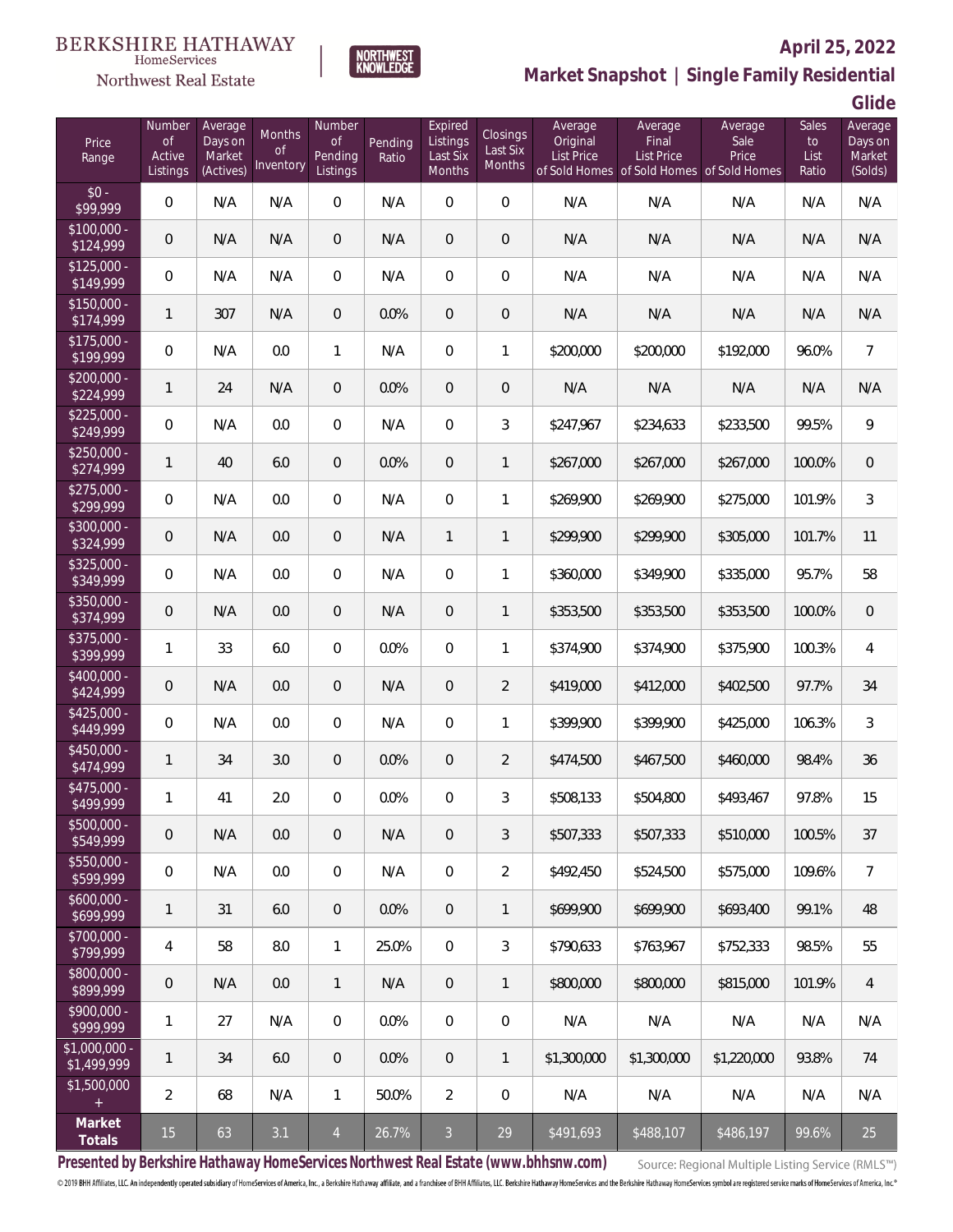BERKSHIRE HATHAWAY HomeServices Northwest Real Estate

NORTHWEST KNOWLEDGE

**April 25, 2022**

## Market Snapshot | Single Family Residential

## Glide

| Price Range | Number of Active Listings | Average Days on Market (Actives) | Months of Inventory | Number of Pending Listings | Pending Ratio | Expired Listings Last Six Months | Closings Last Six Months | Average Original List Price of Sold Homes | Average Final List Price of Sold Homes | Average Sale Price of Sold Homes | Sales to List Ratio | Average Days on Market (Solds) |
|---|---|---|---|---|---|---|---|---|---|---|---|---|
| $0 - $99,999 | 0 | N/A | N/A | 0 | N/A | 0 | 0 | N/A | N/A | N/A | N/A | N/A |
| $100,000 - $124,999 | 0 | N/A | N/A | 0 | N/A | 0 | 0 | N/A | N/A | N/A | N/A | N/A |
| $125,000 - $149,999 | 0 | N/A | N/A | 0 | N/A | 0 | 0 | N/A | N/A | N/A | N/A | N/A |
| $150,000 - $174,999 | 1 | 307 | N/A | 0 | 0.0% | 0 | 0 | N/A | N/A | N/A | N/A | N/A |
| $175,000 - $199,999 | 0 | N/A | 0.0 | 1 | N/A | 0 | 1 | $200,000 | $200,000 | $192,000 | 96.0% | 7 |
| $200,000 - $224,999 | 1 | 24 | N/A | 0 | 0.0% | 0 | 0 | N/A | N/A | N/A | N/A | N/A |
| $225,000 - $249,999 | 0 | N/A | 0.0 | 0 | N/A | 0 | 3 | $247,967 | $234,633 | $233,500 | 99.5% | 9 |
| $250,000 - $274,999 | 1 | 40 | 6.0 | 0 | 0.0% | 0 | 1 | $267,000 | $267,000 | $267,000 | 100.0% | 0 |
| $275,000 - $299,999 | 0 | N/A | 0.0 | 0 | N/A | 0 | 1 | $269,900 | $269,900 | $275,000 | 101.9% | 3 |
| $300,000 - $324,999 | 0 | N/A | 0.0 | 0 | N/A | 1 | 1 | $299,900 | $299,900 | $305,000 | 101.7% | 11 |
| $325,000 - $349,999 | 0 | N/A | 0.0 | 0 | N/A | 0 | 1 | $360,000 | $349,900 | $335,000 | 95.7% | 58 |
| $350,000 - $374,999 | 0 | N/A | 0.0 | 0 | N/A | 0 | 1 | $353,500 | $353,500 | $353,500 | 100.0% | 0 |
| $375,000 - $399,999 | 1 | 33 | 6.0 | 0 | 0.0% | 0 | 1 | $374,900 | $374,900 | $375,900 | 100.3% | 4 |
| $400,000 - $424,999 | 0 | N/A | 0.0 | 0 | N/A | 0 | 2 | $419,000 | $412,000 | $402,500 | 97.7% | 34 |
| $425,000 - $449,999 | 0 | N/A | 0.0 | 0 | N/A | 0 | 1 | $399,900 | $399,900 | $425,000 | 106.3% | 3 |
| $450,000 - $474,999 | 1 | 34 | 3.0 | 0 | 0.0% | 0 | 2 | $474,500 | $467,500 | $460,000 | 98.4% | 36 |
| $475,000 - $499,999 | 1 | 41 | 2.0 | 0 | 0.0% | 0 | 3 | $508,133 | $504,800 | $493,467 | 97.8% | 15 |
| $500,000 - $549,999 | 0 | N/A | 0.0 | 0 | N/A | 0 | 3 | $507,333 | $507,333 | $510,000 | 100.5% | 37 |
| $550,000 - $599,999 | 0 | N/A | 0.0 | 0 | N/A | 0 | 2 | $492,450 | $524,500 | $575,000 | 109.6% | 7 |
| $600,000 - $699,999 | 1 | 31 | 6.0 | 0 | 0.0% | 0 | 1 | $699,900 | $699,900 | $693,400 | 99.1% | 48 |
| $700,000 - $799,999 | 4 | 58 | 8.0 | 1 | 25.0% | 0 | 3 | $790,633 | $763,967 | $752,333 | 98.5% | 55 |
| $800,000 - $899,999 | 0 | N/A | 0.0 | 1 | N/A | 0 | 1 | $800,000 | $800,000 | $815,000 | 101.9% | 4 |
| $900,000 - $999,999 | 1 | 27 | N/A | 0 | 0.0% | 0 | 0 | N/A | N/A | N/A | N/A | N/A |
| $1,000,000 - $1,499,999 | 1 | 34 | 6.0 | 0 | 0.0% | 0 | 1 | $1,300,000 | $1,300,000 | $1,220,000 | 93.8% | 74 |
| $1,500,000 + | 2 | 68 | N/A | 1 | 50.0% | 2 | 0 | N/A | N/A | N/A | N/A | N/A |
| **Market Totals** | 15 | 63 | 3.1 | 4 | 26.7% | 3 | 29 | $491,693 | $488,107 | $486,197 | 99.6% | 25 |

**Presented by Berkshire Hathaway HomeServices Northwest Real Estate (www.bhhsnw.com)**

Source: Regional Multiple Listing Service (RMLS™)

© 2019 BHH Affiliates, LLC. An independently operated subsidiary of HomeServices of America, Inc., a Berkshire Hathaway affiliate, and a franchisee of BHH Affiliates, LLC. Berkshire Hathaway HomeServices and the Berkshire Hathaway HomeServices symbol are registered service marks of HomeServices of America, Inc.®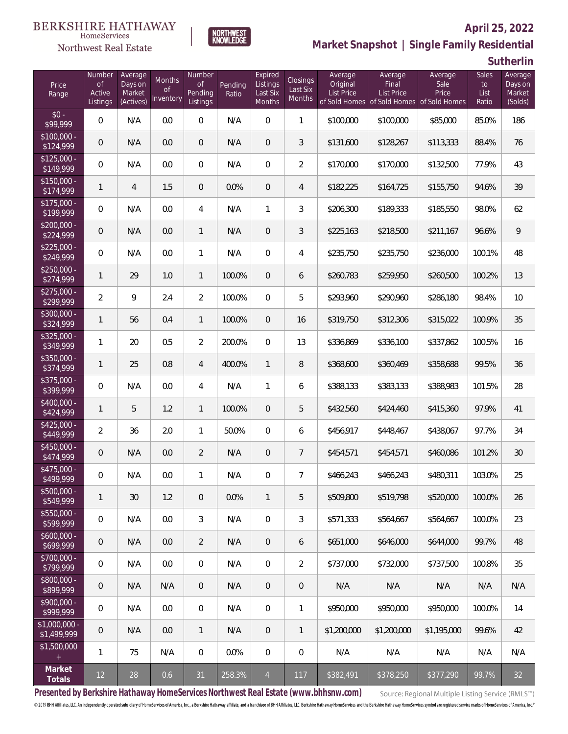BERKSHIRE HATHAWAY HomeServices Northwest Real Estate

NORTHWEST KNOWLEDGE

# April 25, 2022

## Market Snapshot | Single Family Residential

### Sutherlin

| Price Range | Number of Active Listings | Average Days on Market (Actives) | Months of Inventory | Number of Pending Listings | Pending Ratio | Expired Listings Last Six Months | Closings Last Six Months | Average Original List Price of Sold Homes | Average Final List Price of Sold Homes | Average Sale Price of Sold Homes | Sales to List Ratio | Average Days on Market (Solds) |
|---|---|---|---|---|---|---|---|---|---|---|---|---|
| $0 - $99,999 | 0 | N/A | 0.0 | 0 | N/A | 0 | 1 | $100,000 | $100,000 | $85,000 | 85.0% | 186 |
| $100,000 - $124,999 | 0 | N/A | 0.0 | 0 | N/A | 0 | 3 | $131,600 | $128,267 | $113,333 | 88.4% | 76 |
| $125,000 - $149,999 | 0 | N/A | 0.0 | 0 | N/A | 0 | 2 | $170,000 | $170,000 | $132,500 | 77.9% | 43 |
| $150,000 - $174,999 | 1 | 4 | 1.5 | 0 | 0.0% | 0 | 4 | $182,225 | $164,725 | $155,750 | 94.6% | 39 |
| $175,000 - $199,999 | 0 | N/A | 0.0 | 4 | N/A | 1 | 3 | $206,300 | $189,333 | $185,550 | 98.0% | 62 |
| $200,000 - $224,999 | 0 | N/A | 0.0 | 1 | N/A | 0 | 3 | $225,163 | $218,500 | $211,167 | 96.6% | 9 |
| $225,000 - $249,999 | 0 | N/A | 0.0 | 1 | N/A | 0 | 4 | $235,750 | $235,750 | $236,000 | 100.1% | 48 |
| $250,000 - $274,999 | 1 | 29 | 1.0 | 1 | 100.0% | 0 | 6 | $260,783 | $259,950 | $260,500 | 100.2% | 13 |
| $275,000 - $299,999 | 2 | 9 | 2.4 | 2 | 100.0% | 0 | 5 | $293,960 | $290,960 | $286,180 | 98.4% | 10 |
| $300,000 - $324,999 | 1 | 56 | 0.4 | 1 | 100.0% | 0 | 16 | $319,750 | $312,306 | $315,022 | 100.9% | 35 |
| $325,000 - $349,999 | 1 | 20 | 0.5 | 2 | 200.0% | 0 | 13 | $336,869 | $336,100 | $337,862 | 100.5% | 16 |
| $350,000 - $374,999 | 1 | 25 | 0.8 | 4 | 400.0% | 1 | 8 | $368,600 | $360,469 | $358,688 | 99.5% | 36 |
| $375,000 - $399,999 | 0 | N/A | 0.0 | 4 | N/A | 1 | 6 | $388,133 | $383,133 | $388,983 | 101.5% | 28 |
| $400,000 - $424,999 | 1 | 5 | 1.2 | 1 | 100.0% | 0 | 5 | $432,560 | $424,460 | $415,360 | 97.9% | 41 |
| $425,000 - $449,999 | 2 | 36 | 2.0 | 1 | 50.0% | 0 | 6 | $456,917 | $448,467 | $438,067 | 97.7% | 34 |
| $450,000 - $474,999 | 0 | N/A | 0.0 | 2 | N/A | 0 | 7 | $454,571 | $454,571 | $460,086 | 101.2% | 30 |
| $475,000 - $499,999 | 0 | N/A | 0.0 | 1 | N/A | 0 | 7 | $466,243 | $466,243 | $480,311 | 103.0% | 25 |
| $500,000 - $549,999 | 1 | 30 | 1.2 | 0 | 0.0% | 1 | 5 | $509,800 | $519,798 | $520,000 | 100.0% | 26 |
| $550,000 - $599,999 | 0 | N/A | 0.0 | 3 | N/A | 0 | 3 | $571,333 | $564,667 | $564,667 | 100.0% | 23 |
| $600,000 - $699,999 | 0 | N/A | 0.0 | 2 | N/A | 0 | 6 | $651,000 | $646,000 | $644,000 | 99.7% | 48 |
| $700,000 - $799,999 | 0 | N/A | 0.0 | 0 | N/A | 0 | 2 | $737,000 | $732,000 | $737,500 | 100.8% | 35 |
| $800,000 - $899,999 | 0 | N/A | N/A | 0 | N/A | 0 | 0 | N/A | N/A | N/A | N/A | N/A |
| $900,000 - $999,999 | 0 | N/A | 0.0 | 0 | N/A | 0 | 1 | $950,000 | $950,000 | $950,000 | 100.0% | 14 |
| $1,000,000 - $1,499,999 | 0 | N/A | 0.0 | 1 | N/A | 0 | 1 | $1,200,000 | $1,200,000 | $1,195,000 | 99.6% | 42 |
| $1,500,000 + | 1 | 75 | N/A | 0 | 0.0% | 0 | 0 | N/A | N/A | N/A | N/A | N/A |
| **Market Totals** | 12 | 28 | 0.6 | 31 | 258.3% | 4 | 117 | $382,491 | $378,250 | $377,290 | 99.7% | 32 |

**Presented by Berkshire Hathaway HomeServices Northwest Real Estate (www.bhhsnw.com)**

Source: Regional Multiple Listing Service (RMLS™)

© 2019 BHH Affiliates, LLC. An independently operated subsidiary of HomeServices of America, Inc., a Berkshire Hathaway affiliate, and a franchisee of BHH Affiliates, LLC. Berkshire Hathaway HomeServices and the Berkshire Hathaway HomeServices symbol are registered service marks of HomeServices of America, Inc.®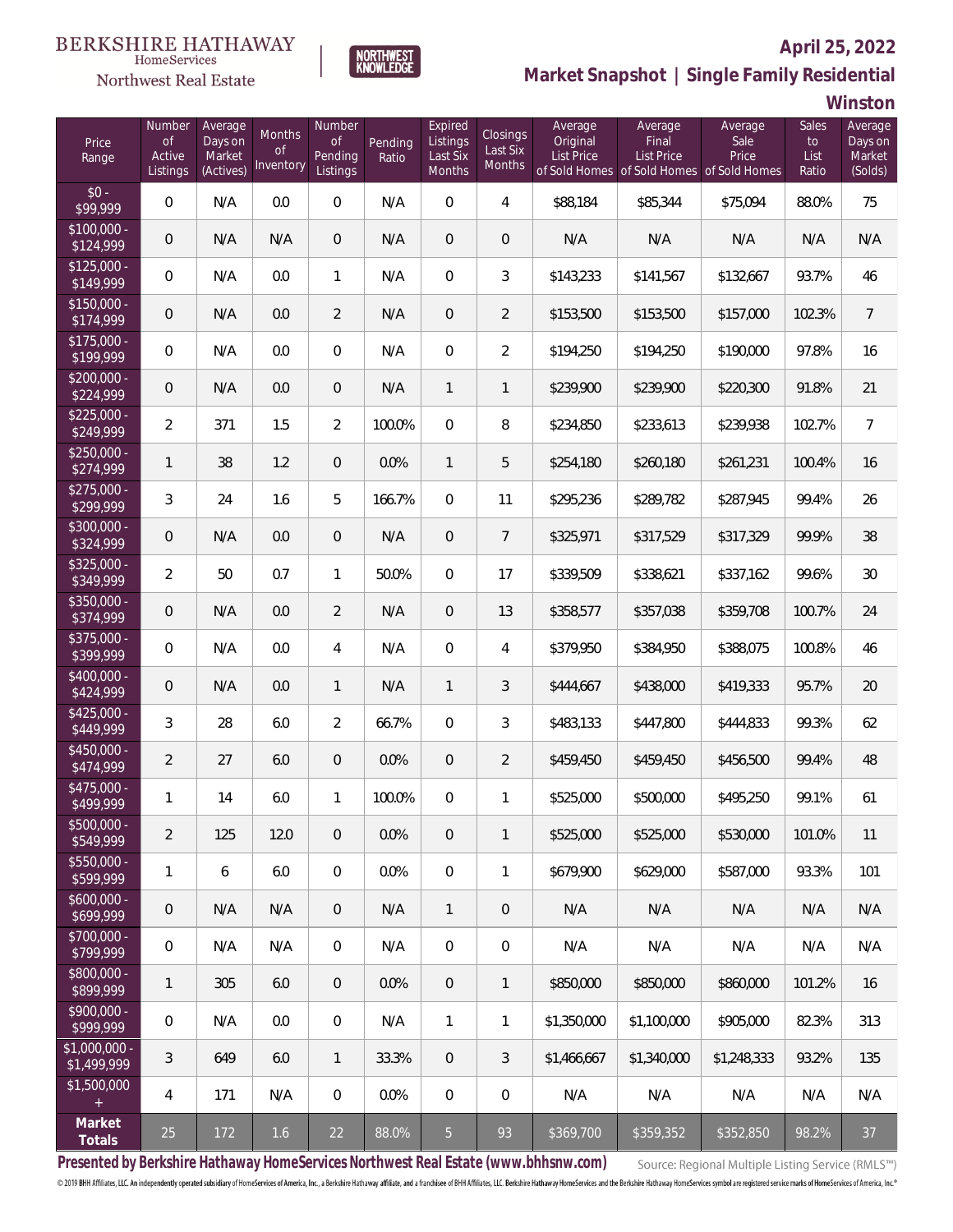BERKSHIRE HATHAWAY HomeServices Northwest Real Estate

NORTHWEST KNOWLEDGE

**April 25, 2022**

**Market Snapshot | Single Family Residential**

**Winston**

| Price Range | Number of Active Listings | Average Days on Market (Actives) | Months of Inventory | Number of Pending Listings | Pending Ratio | Expired Listings Last Six Months | Closings Last Six Months | Average Original List Price of Sold Homes | Average Final List Price of Sold Homes | Average Sale Price of Sold Homes | Sales to List Ratio | Average Days on Market (Solds) |
|---|---|---|---|---|---|---|---|---|---|---|---|---|
| $0 - $99,999 | 0 | N/A | 0.0 | 0 | N/A | 0 | 4 | $88,184 | $85,344 | $75,094 | 88.0% | 75 |
| $100,000 - $124,999 | 0 | N/A | N/A | 0 | N/A | 0 | 0 | N/A | N/A | N/A | N/A | N/A |
| $125,000 - $149,999 | 0 | N/A | 0.0 | 1 | N/A | 0 | 3 | $143,233 | $141,567 | $132,667 | 93.7% | 46 |
| $150,000 - $174,999 | 0 | N/A | 0.0 | 2 | N/A | 0 | 2 | $153,500 | $153,500 | $157,000 | 102.3% | 7 |
| $175,000 - $199,999 | 0 | N/A | 0.0 | 0 | N/A | 0 | 2 | $194,250 | $194,250 | $190,000 | 97.8% | 16 |
| $200,000 - $224,999 | 0 | N/A | 0.0 | 0 | N/A | 1 | 1 | $239,900 | $239,900 | $220,300 | 91.8% | 21 |
| $225,000 - $249,999 | 2 | 371 | 1.5 | 2 | 100.0% | 0 | 8 | $234,850 | $233,613 | $239,938 | 102.7% | 7 |
| $250,000 - $274,999 | 1 | 38 | 1.2 | 0 | 0.0% | 1 | 5 | $254,180 | $260,180 | $261,231 | 100.4% | 16 |
| $275,000 - $299,999 | 3 | 24 | 1.6 | 5 | 166.7% | 0 | 11 | $295,236 | $289,782 | $287,945 | 99.4% | 26 |
| $300,000 - $324,999 | 0 | N/A | 0.0 | 0 | N/A | 0 | 7 | $325,971 | $317,529 | $317,329 | 99.9% | 38 |
| $325,000 - $349,999 | 2 | 50 | 0.7 | 1 | 50.0% | 0 | 17 | $339,509 | $338,621 | $337,162 | 99.6% | 30 |
| $350,000 - $374,999 | 0 | N/A | 0.0 | 2 | N/A | 0 | 13 | $358,577 | $357,038 | $359,708 | 100.7% | 24 |
| $375,000 - $399,999 | 0 | N/A | 0.0 | 4 | N/A | 0 | 4 | $379,950 | $384,950 | $388,075 | 100.8% | 46 |
| $400,000 - $424,999 | 0 | N/A | 0.0 | 1 | N/A | 1 | 3 | $444,667 | $438,000 | $419,333 | 95.7% | 20 |
| $425,000 - $449,999 | 3 | 28 | 6.0 | 2 | 66.7% | 0 | 3 | $483,133 | $447,800 | $444,833 | 99.3% | 62 |
| $450,000 - $474,999 | 2 | 27 | 6.0 | 0 | 0.0% | 0 | 2 | $459,450 | $459,450 | $456,500 | 99.4% | 48 |
| $475,000 - $499,999 | 1 | 14 | 6.0 | 1 | 100.0% | 0 | 1 | $525,000 | $500,000 | $495,250 | 99.1% | 61 |
| $500,000 - $549,999 | 2 | 125 | 12.0 | 0 | 0.0% | 0 | 1 | $525,000 | $525,000 | $530,000 | 101.0% | 11 |
| $550,000 - $599,999 | 1 | 6 | 6.0 | 0 | 0.0% | 0 | 1 | $679,900 | $629,000 | $587,000 | 93.3% | 101 |
| $600,000 - $699,999 | 0 | N/A | N/A | 0 | N/A | 1 | 0 | N/A | N/A | N/A | N/A | N/A |
| $700,000 - $799,999 | 0 | N/A | N/A | 0 | N/A | 0 | 0 | N/A | N/A | N/A | N/A | N/A |
| $800,000 - $899,999 | 1 | 305 | 6.0 | 0 | 0.0% | 0 | 1 | $850,000 | $850,000 | $860,000 | 101.2% | 16 |
| $900,000 - $999,999 | 0 | N/A | 0.0 | 0 | N/A | 1 | 1 | $1,350,000 | $1,100,000 | $905,000 | 82.3% | 313 |
| $1,000,000 - $1,499,999 | 3 | 649 | 6.0 | 1 | 33.3% | 0 | 3 | $1,466,667 | $1,340,000 | $1,248,333 | 93.2% | 135 |
| $1,500,000 + | 4 | 171 | N/A | 0 | 0.0% | 0 | 0 | N/A | N/A | N/A | N/A | N/A |
| **Market Totals** | 25 | 172 | 1.6 | 22 | 88.0% | 5 | 93 | $369,700 | $359,352 | $352,850 | 98.2% | 37 |

**Presented by Berkshire Hathaway HomeServices Northwest Real Estate (www.bhhsnw.com)**

Source: Regional Multiple Listing Service (RMLS™)

© 2019 BHH Affiliates, LLC. An independently operated subsidiary of HomeServices of America, Inc., a Berkshire Hathaway affiliate, and a franchisee of BHH Affiliates, LLC. Berkshire Hathaway HomeServices and the Berkshire Hathaway HomeServices symbol are registered service marks of HomeServices of America, Inc.®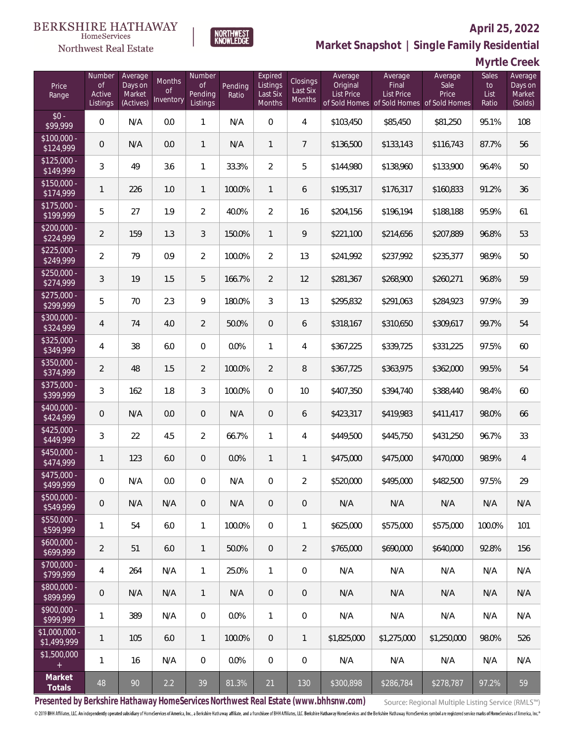BERKSHIRE HATHAWAY HomeServices Northwest Real Estate

NORTHWEST KNOWLEDGE

# April 25, 2022

## Market Snapshot | Single Family Residential

### Myrtle Creek

| Price Range | Number of Active Listings | Average Days on Market (Actives) | Months of Inventory | Number of Pending Listings | Pending Ratio | Expired Listings Last Six Months | Closings Last Six Months | Average Original List Price of Sold Homes | Average Final List Price of Sold Homes | Average Sale Price of Sold Homes | Sales to List Ratio | Average Days on Market (Solds) |
|---|---|---|---|---|---|---|---|---|---|---|---|---|
| $0 - $99,999 | 0 | N/A | 0.0 | 1 | N/A | 0 | 4 | $103,450 | $85,450 | $81,250 | 95.1% | 108 |
| $100,000 - $124,999 | 0 | N/A | 0.0 | 1 | N/A | 1 | 7 | $136,500 | $133,143 | $116,743 | 87.7% | 56 |
| $125,000 - $149,999 | 3 | 49 | 3.6 | 1 | 33.3% | 2 | 5 | $144,980 | $138,960 | $133,900 | 96.4% | 50 |
| $150,000 - $174,999 | 1 | 226 | 1.0 | 1 | 100.0% | 1 | 6 | $195,317 | $176,317 | $160,833 | 91.2% | 36 |
| $175,000 - $199,999 | 5 | 27 | 1.9 | 2 | 40.0% | 2 | 16 | $204,156 | $196,194 | $188,188 | 95.9% | 61 |
| $200,000 - $224,999 | 2 | 159 | 1.3 | 3 | 150.0% | 1 | 9 | $221,100 | $214,656 | $207,889 | 96.8% | 53 |
| $225,000 - $249,999 | 2 | 79 | 0.9 | 2 | 100.0% | 2 | 13 | $241,992 | $237,992 | $235,377 | 98.9% | 50 |
| $250,000 - $274,999 | 3 | 19 | 1.5 | 5 | 166.7% | 2 | 12 | $281,367 | $268,900 | $260,271 | 96.8% | 59 |
| $275,000 - $299,999 | 5 | 70 | 2.3 | 9 | 180.0% | 3 | 13 | $295,832 | $291,063 | $284,923 | 97.9% | 39 |
| $300,000 - $324,999 | 4 | 74 | 4.0 | 2 | 50.0% | 0 | 6 | $318,167 | $310,650 | $309,617 | 99.7% | 54 |
| $325,000 - $349,999 | 4 | 38 | 6.0 | 0 | 0.0% | 1 | 4 | $367,225 | $339,725 | $331,225 | 97.5% | 60 |
| $350,000 - $374,999 | 2 | 48 | 1.5 | 2 | 100.0% | 2 | 8 | $367,725 | $363,975 | $362,000 | 99.5% | 54 |
| $375,000 - $399,999 | 3 | 162 | 1.8 | 3 | 100.0% | 0 | 10 | $407,350 | $394,740 | $388,440 | 98.4% | 60 |
| $400,000 - $424,999 | 0 | N/A | 0.0 | 0 | N/A | 0 | 6 | $423,317 | $419,983 | $411,417 | 98.0% | 66 |
| $425,000 - $449,999 | 3 | 22 | 4.5 | 2 | 66.7% | 1 | 4 | $449,500 | $445,750 | $431,250 | 96.7% | 33 |
| $450,000 - $474,999 | 1 | 123 | 6.0 | 0 | 0.0% | 1 | 1 | $475,000 | $475,000 | $470,000 | 98.9% | 4 |
| $475,000 - $499,999 | 0 | N/A | 0.0 | 0 | N/A | 0 | 2 | $520,000 | $495,000 | $482,500 | 97.5% | 29 |
| $500,000 - $549,999 | 0 | N/A | N/A | 0 | N/A | 0 | 0 | N/A | N/A | N/A | N/A | N/A |
| $550,000 - $599,999 | 1 | 54 | 6.0 | 1 | 100.0% | 0 | 1 | $625,000 | $575,000 | $575,000 | 100.0% | 101 |
| $600,000 - $699,999 | 2 | 51 | 6.0 | 1 | 50.0% | 0 | 2 | $765,000 | $690,000 | $640,000 | 92.8% | 156 |
| $700,000 - $799,999 | 4 | 264 | N/A | 1 | 25.0% | 1 | 0 | N/A | N/A | N/A | N/A | N/A |
| $800,000 - $899,999 | 0 | N/A | N/A | 1 | N/A | 0 | 0 | N/A | N/A | N/A | N/A | N/A |
| $900,000 - $999,999 | 1 | 389 | N/A | 0 | 0.0% | 1 | 0 | N/A | N/A | N/A | N/A | N/A |
| $1,000,000 - $1,499,999 | 1 | 105 | 6.0 | 1 | 100.0% | 0 | 1 | $1,825,000 | $1,275,000 | $1,250,000 | 98.0% | 526 |
| $1,500,000 + | 1 | 16 | N/A | 0 | 0.0% | 0 | 0 | N/A | N/A | N/A | N/A | N/A |
| **Market Totals** | 48 | 90 | 2.2 | 39 | 81.3% | 21 | 130 | $300,898 | $286,784 | $278,787 | 97.2% | 59 |

**Presented by Berkshire Hathaway HomeServices Northwest Real Estate (www.bhhsnw.com)**

Source: Regional Multiple Listing Service (RMLS™)

© 2019 BHH Affiliates, LLC. An independently operated subsidiary of HomeServices of America, Inc., a Berkshire Hathaway affiliate, and a franchisee of BHH Affiliates, LLC. Berkshire Hathaway HomeServices and the Berkshire Hathaway HomeServices symbol are registered service marks of HomeServices of America, Inc.®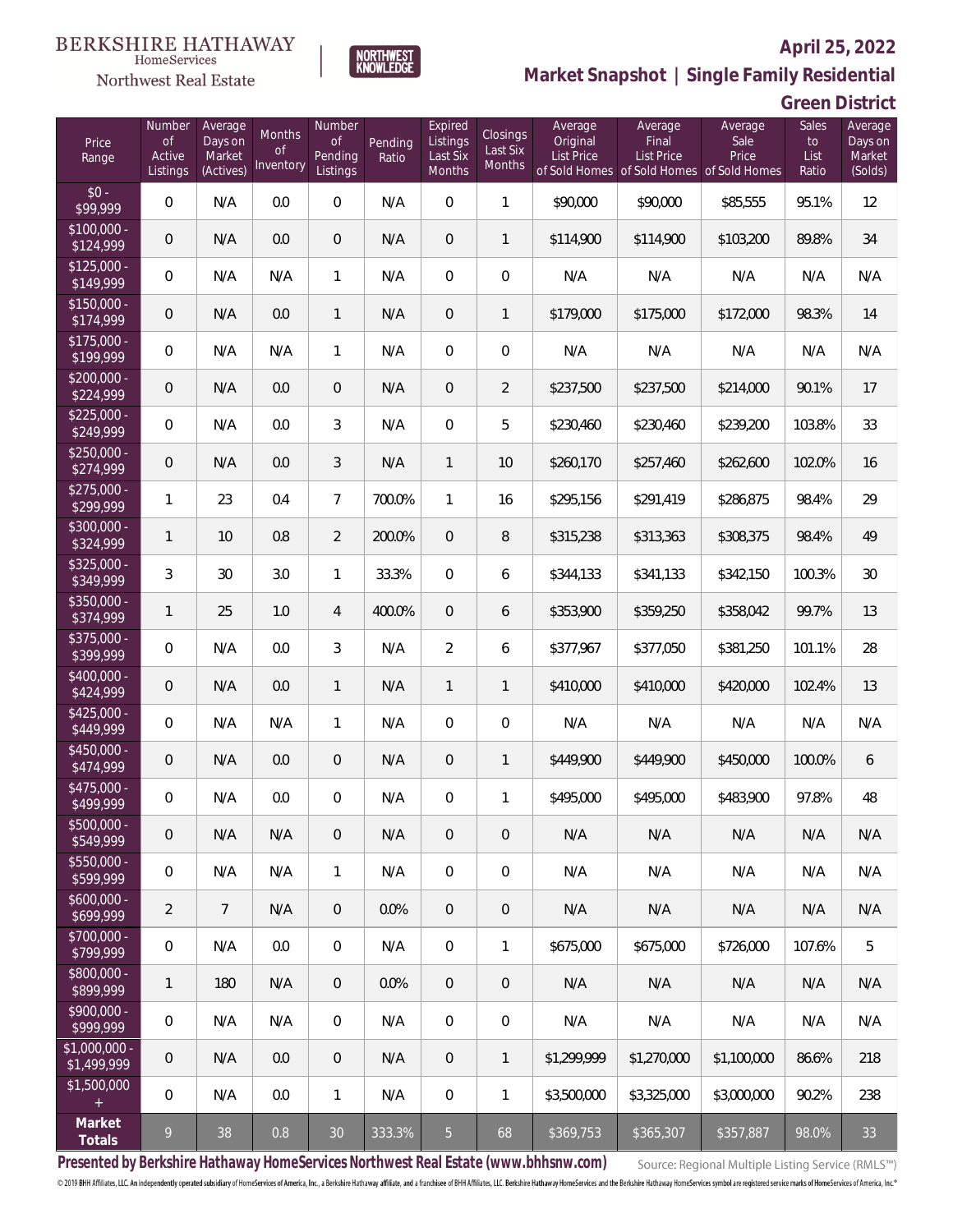BERKSHIRE HATHAWAY HomeServices Northwest Real Estate

NORTHWEST KNOWLEDGE

**April 25, 2022**

**Market Snapshot | Single Family Residential**

**Green District**

| Price Range | Number of Active Listings | Average Days on Market (Actives) | Months of Inventory | Number of Pending Listings | Pending Ratio | Expired Listings Last Six Months | Closings Last Six Months | Average Original List Price of Sold Homes | Average Final List Price of Sold Homes | Average Sale Price of Sold Homes | Sales to List Ratio | Average Days on Market (Solds) |
|---|---|---|---|---|---|---|---|---|---|---|---|---|
| $0 - $99,999 | 0 | N/A | 0.0 | 0 | N/A | 0 | 1 | $90,000 | $90,000 | $85,555 | 95.1% | 12 |
| $100,000 - $124,999 | 0 | N/A | 0.0 | 0 | N/A | 0 | 1 | $114,900 | $114,900 | $103,200 | 89.8% | 34 |
| $125,000 - $149,999 | 0 | N/A | N/A | 1 | N/A | 0 | 0 | N/A | N/A | N/A | N/A | N/A |
| $150,000 - $174,999 | 0 | N/A | 0.0 | 1 | N/A | 0 | 1 | $179,000 | $175,000 | $172,000 | 98.3% | 14 |
| $175,000 - $199,999 | 0 | N/A | N/A | 1 | N/A | 0 | 0 | N/A | N/A | N/A | N/A | N/A |
| $200,000 - $224,999 | 0 | N/A | 0.0 | 0 | N/A | 0 | 2 | $237,500 | $237,500 | $214,000 | 90.1% | 17 |
| $225,000 - $249,999 | 0 | N/A | 0.0 | 3 | N/A | 0 | 5 | $230,460 | $230,460 | $239,200 | 103.8% | 33 |
| $250,000 - $274,999 | 0 | N/A | 0.0 | 3 | N/A | 1 | 10 | $260,170 | $257,460 | $262,600 | 102.0% | 16 |
| $275,000 - $299,999 | 1 | 23 | 0.4 | 7 | 700.0% | 1 | 16 | $295,156 | $291,419 | $286,875 | 98.4% | 29 |
| $300,000 - $324,999 | 1 | 10 | 0.8 | 2 | 200.0% | 0 | 8 | $315,238 | $313,363 | $308,375 | 98.4% | 49 |
| $325,000 - $349,999 | 3 | 30 | 3.0 | 1 | 33.3% | 0 | 6 | $344,133 | $341,133 | $342,150 | 100.3% | 30 |
| $350,000 - $374,999 | 1 | 25 | 1.0 | 4 | 400.0% | 0 | 6 | $353,900 | $359,250 | $358,042 | 99.7% | 13 |
| $375,000 - $399,999 | 0 | N/A | 0.0 | 3 | N/A | 2 | 6 | $377,967 | $377,050 | $381,250 | 101.1% | 28 |
| $400,000 - $424,999 | 0 | N/A | 0.0 | 1 | N/A | 1 | 1 | $410,000 | $410,000 | $420,000 | 102.4% | 13 |
| $425,000 - $449,999 | 0 | N/A | N/A | 1 | N/A | 0 | 0 | N/A | N/A | N/A | N/A | N/A |
| $450,000 - $474,999 | 0 | N/A | 0.0 | 0 | N/A | 0 | 1 | $449,900 | $449,900 | $450,000 | 100.0% | 6 |
| $475,000 - $499,999 | 0 | N/A | 0.0 | 0 | N/A | 0 | 1 | $495,000 | $495,000 | $483,900 | 97.8% | 48 |
| $500,000 - $549,999 | 0 | N/A | N/A | 0 | N/A | 0 | 0 | N/A | N/A | N/A | N/A | N/A |
| $550,000 - $599,999 | 0 | N/A | N/A | 1 | N/A | 0 | 0 | N/A | N/A | N/A | N/A | N/A |
| $600,000 - $699,999 | 2 | 7 | N/A | 0 | 0.0% | 0 | 0 | N/A | N/A | N/A | N/A | N/A |
| $700,000 - $799,999 | 0 | N/A | 0.0 | 0 | N/A | 0 | 1 | $675,000 | $675,000 | $726,000 | 107.6% | 5 |
| $800,000 - $899,999 | 1 | 180 | N/A | 0 | 0.0% | 0 | 0 | N/A | N/A | N/A | N/A | N/A |
| $900,000 - $999,999 | 0 | N/A | N/A | 0 | N/A | 0 | 0 | N/A | N/A | N/A | N/A | N/A |
| $1,000,000 - $1,499,999 | 0 | N/A | 0.0 | 0 | N/A | 0 | 1 | $1,299,999 | $1,270,000 | $1,100,000 | 86.6% | 218 |
| $1,500,000 + | 0 | N/A | 0.0 | 1 | N/A | 0 | 1 | $3,500,000 | $3,325,000 | $3,000,000 | 90.2% | 238 |
| **Market Totals** | 9 | 38 | 0.8 | 30 | 333.3% | 5 | 68 | $369,753 | $365,307 | $357,887 | 98.0% | 33 |

**Presented by Berkshire Hathaway HomeServices Northwest Real Estate (www.bhhsnw.com)**

Source: Regional Multiple Listing Service (RMLS™)

© 2019 BHH Affiliates, LLC. An independently operated subsidiary of HomeServices of America, Inc., a Berkshire Hathaway affiliate, and a franchisee of BHH Affiliates, LLC. Berkshire Hathaway HomeServices and the Berkshire Hathaway HomeServices symbol are registered service marks of HomeServices of America, Inc.®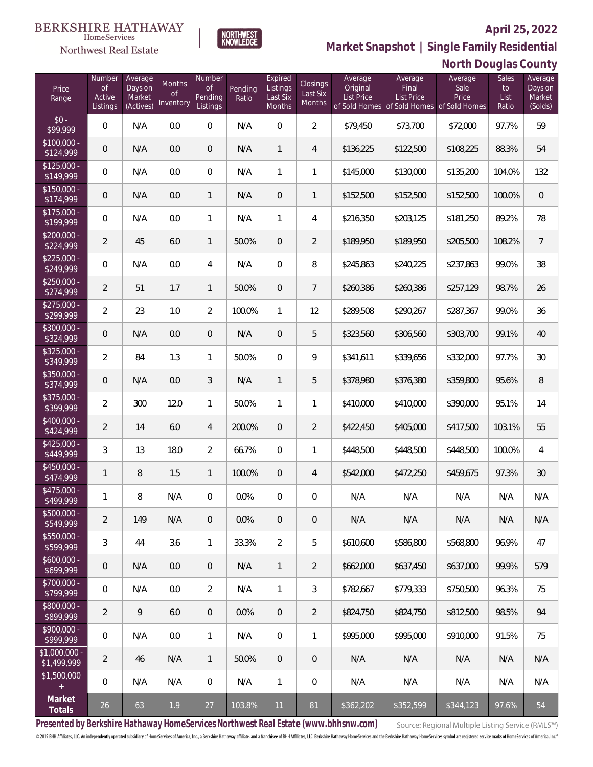BERKSHIRE HATHAWAY HomeServices Northwest Real Estate

NORTHWEST KNOWLEDGE

**April 25, 2022**

**Market Snapshot | Single Family Residential**

**North Douglas County**

| Price Range | Number of Active Listings | Average Days on Market (Actives) | Months of Inventory | Number of Pending Listings | Pending Ratio | Expired Listings Last Six Months | Closings Last Six Months | Average Original List Price of Sold Homes | Average Final List Price of Sold Homes | Average Sale Price of Sold Homes | Sales to List Ratio | Average Days on Market (Solds) |
|---|---|---|---|---|---|---|---|---|---|---|---|---|
| $0 - $99,999 | 0 | N/A | 0.0 | 0 | N/A | 0 | 2 | $79,450 | $73,700 | $72,000 | 97.7% | 59 |
| $100,000 - $124,999 | 0 | N/A | 0.0 | 0 | N/A | 1 | 4 | $136,225 | $122,500 | $108,225 | 88.3% | 54 |
| $125,000 - $149,999 | 0 | N/A | 0.0 | 0 | N/A | 1 | 1 | $145,000 | $130,000 | $135,200 | 104.0% | 132 |
| $150,000 - $174,999 | 0 | N/A | 0.0 | 1 | N/A | 0 | 1 | $152,500 | $152,500 | $152,500 | 100.0% | 0 |
| $175,000 - $199,999 | 0 | N/A | 0.0 | 1 | N/A | 1 | 4 | $216,350 | $203,125 | $181,250 | 89.2% | 78 |
| $200,000 - $224,999 | 2 | 45 | 6.0 | 1 | 50.0% | 0 | 2 | $189,950 | $189,950 | $205,500 | 108.2% | 7 |
| $225,000 - $249,999 | 0 | N/A | 0.0 | 4 | N/A | 0 | 8 | $245,863 | $240,225 | $237,863 | 99.0% | 38 |
| $250,000 - $274,999 | 2 | 51 | 1.7 | 1 | 50.0% | 0 | 7 | $260,386 | $260,386 | $257,129 | 98.7% | 26 |
| $275,000 - $299,999 | 2 | 23 | 1.0 | 2 | 100.0% | 1 | 12 | $289,508 | $290,267 | $287,367 | 99.0% | 36 |
| $300,000 - $324,999 | 0 | N/A | 0.0 | 0 | N/A | 0 | 5 | $323,560 | $306,560 | $303,700 | 99.1% | 40 |
| $325,000 - $349,999 | 2 | 84 | 1.3 | 1 | 50.0% | 0 | 9 | $341,611 | $339,656 | $332,000 | 97.7% | 30 |
| $350,000 - $374,999 | 0 | N/A | 0.0 | 3 | N/A | 1 | 5 | $378,980 | $376,380 | $359,800 | 95.6% | 8 |
| $375,000 - $399,999 | 2 | 300 | 12.0 | 1 | 50.0% | 1 | 1 | $410,000 | $410,000 | $390,000 | 95.1% | 14 |
| $400,000 - $424,999 | 2 | 14 | 6.0 | 4 | 200.0% | 0 | 2 | $422,450 | $405,000 | $417,500 | 103.1% | 55 |
| $425,000 - $449,999 | 3 | 13 | 18.0 | 2 | 66.7% | 0 | 1 | $448,500 | $448,500 | $448,500 | 100.0% | 4 |
| $450,000 - $474,999 | 1 | 8 | 1.5 | 1 | 100.0% | 0 | 4 | $542,000 | $472,250 | $459,675 | 97.3% | 30 |
| $475,000 - $499,999 | 1 | 8 | N/A | 0 | 0.0% | 0 | 0 | N/A | N/A | N/A | N/A | N/A |
| $500,000 - $549,999 | 2 | 149 | N/A | 0 | 0.0% | 0 | 0 | N/A | N/A | N/A | N/A | N/A |
| $550,000 - $599,999 | 3 | 44 | 3.6 | 1 | 33.3% | 2 | 5 | $610,600 | $586,800 | $568,800 | 96.9% | 47 |
| $600,000 - $699,999 | 0 | N/A | 0.0 | 0 | N/A | 1 | 2 | $662,000 | $637,450 | $637,000 | 99.9% | 579 |
| $700,000 - $799,999 | 0 | N/A | 0.0 | 2 | N/A | 1 | 3 | $782,667 | $779,333 | $750,500 | 96.3% | 75 |
| $800,000 - $899,999 | 2 | 9 | 6.0 | 0 | 0.0% | 0 | 2 | $824,750 | $824,750 | $812,500 | 98.5% | 94 |
| $900,000 - $999,999 | 0 | N/A | 0.0 | 1 | N/A | 0 | 1 | $995,000 | $995,000 | $910,000 | 91.5% | 75 |
| $1,000,000 - $1,499,999 | 2 | 46 | N/A | 1 | 50.0% | 0 | 0 | N/A | N/A | N/A | N/A | N/A |
| $1,500,000 + | 0 | N/A | N/A | 0 | N/A | 1 | 0 | N/A | N/A | N/A | N/A | N/A |
| **Market Totals** | 26 | 63 | 1.9 | 27 | 103.8% | 11 | 81 | $362,202 | $352,599 | $344,123 | 97.6% | 54 |

**Presented by Berkshire Hathaway HomeServices Northwest Real Estate (www.bhhsnw.com)**

Source: Regional Multiple Listing Service (RMLS™)

© 2019 BHH Affiliates, LLC. An independently operated subsidiary of HomeServices of America, Inc., a Berkshire Hathaway affiliate, and a franchisee of BHH Affiliates, LLC. Berkshire Hathaway HomeServices and the Berkshire Hathaway HomeServices symbol are registered service marks of HomeServices of America, Inc.®